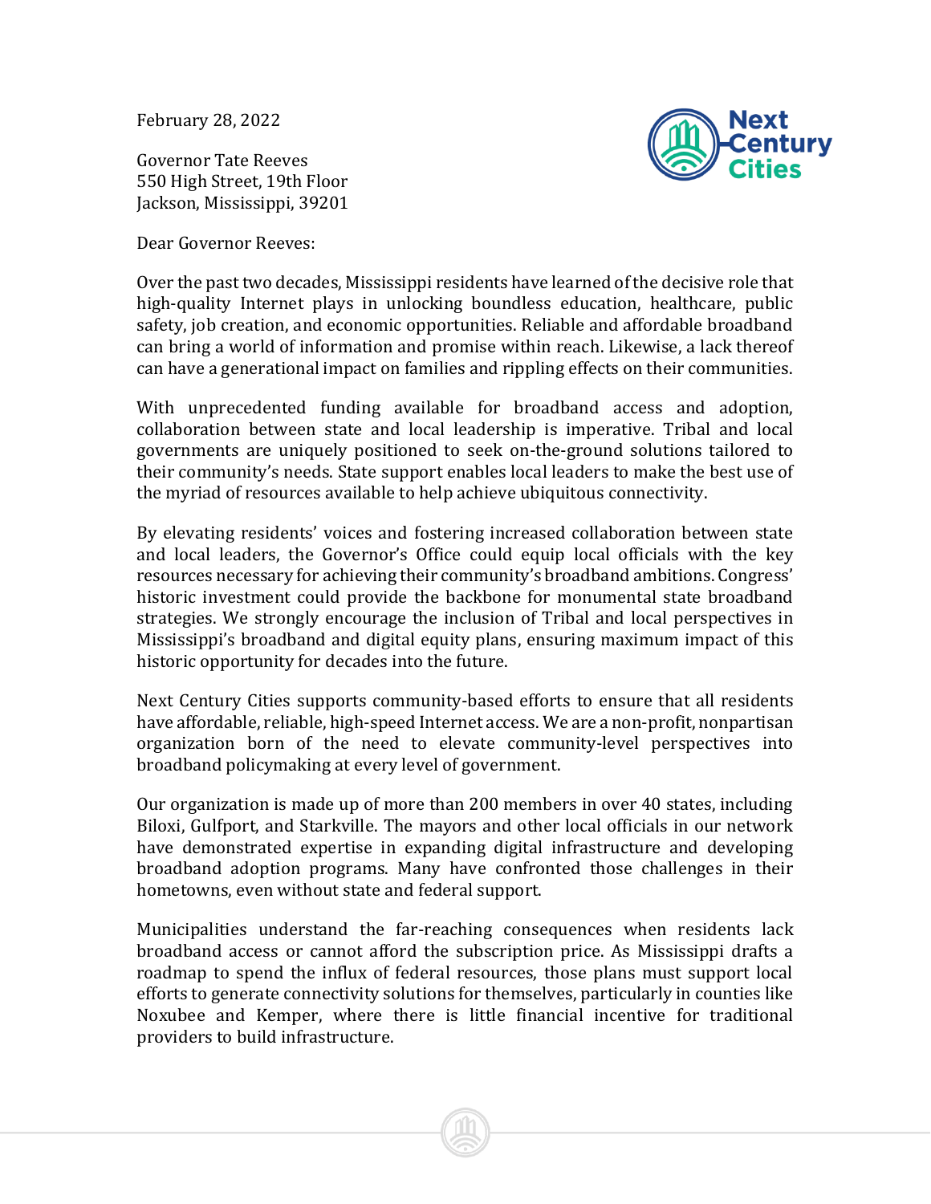February 28, 2022

Governor Tate Reeves
550 High Street, 19th Floor
Jackson, Mississippi, 39201

Dear Governor Reeves:

Over the past two decades, Mississippi residents have learned of the decisive role that high-quality Internet plays in unlocking boundless education, healthcare, public safety, job creation, and economic opportunities. Reliable and affordable broadband can bring a world of information and promise within reach. Likewise, a lack thereof can have a generational impact on families and rippling effects on their communities.

With unprecedented funding available for broadband access and adoption, collaboration between state and local leadership is imperative. Tribal and local governments are uniquely positioned to seek on-the-ground solutions tailored to their community's needs. State support enables local leaders to make the best use of the myriad of resources available to help achieve ubiquitous connectivity.

By elevating residents' voices and fostering increased collaboration between state and local leaders, the Governor's Office could equip local officials with the key resources necessary for achieving their community's broadband ambitions. Congress' historic investment could provide the backbone for monumental state broadband strategies. We strongly encourage the inclusion of Tribal and local perspectives in Mississippi's broadband and digital equity plans, ensuring maximum impact of this historic opportunity for decades into the future.

Next Century Cities supports community-based efforts to ensure that all residents have affordable, reliable, high-speed Internet access. We are a non-profit, nonpartisan organization born of the need to elevate community-level perspectives into broadband policymaking at every level of government.

Our organization is made up of more than 200 members in over 40 states, including Biloxi, Gulfport, and Starkville. The mayors and other local officials in our network have demonstrated expertise in expanding digital infrastructure and developing broadband adoption programs. Many have confronted those challenges in their hometowns, even without state and federal support.

Municipalities understand the far-reaching consequences when residents lack broadband access or cannot afford the subscription price. As Mississippi drafts a roadmap to spend the influx of federal resources, those plans must support local efforts to generate connectivity solutions for themselves, particularly in counties like Noxubee and Kemper, where there is little financial incentive for traditional providers to build infrastructure.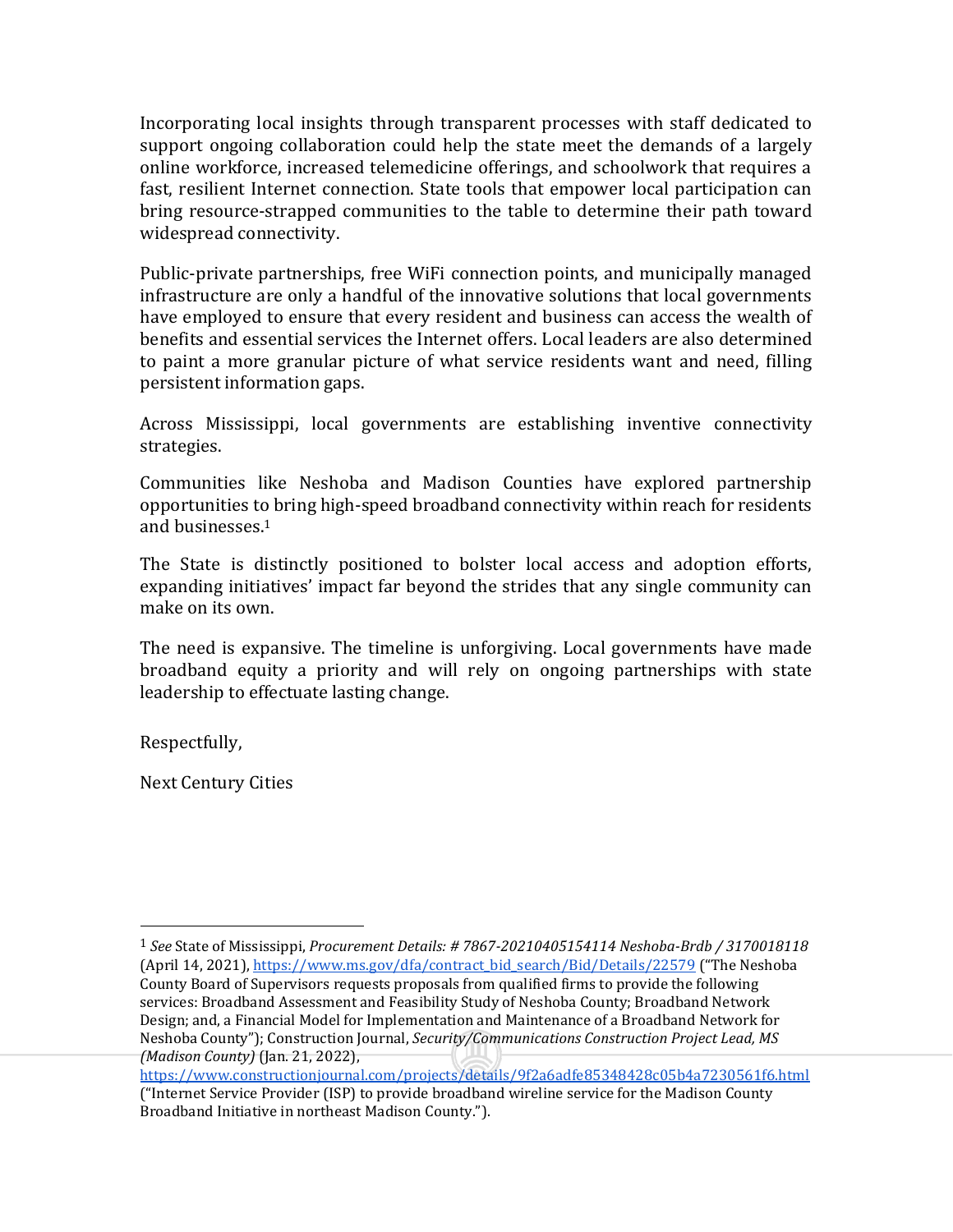Incorporating local insights through transparent processes with staff dedicated to support ongoing collaboration could help the state meet the demands of a largely online workforce, increased telemedicine offerings, and schoolwork that requires a fast, resilient Internet connection. State tools that empower local participation can bring resource-strapped communities to the table to determine their path toward widespread connectivity.

Public-private partnerships, free WiFi connection points, and municipally managed infrastructure are only a handful of the innovative solutions that local governments have employed to ensure that every resident and business can access the wealth of benefits and essential services the Internet offers. Local leaders are also determined to paint a more granular picture of what service residents want and need, filling persistent information gaps.

Across Mississippi, local governments are establishing inventive connectivity strategies.

Communities like Neshoba and Madison Counties have explored partnership opportunities to bring high-speed broadband connectivity within reach for residents and businesses.[1]

The State is distinctly positioned to bolster local access and adoption efforts, expanding initiatives' impact far beyond the strides that any single community can make on its own.

The need is expansive. The timeline is unforgiving. Local governments have made broadband equity a priority and will rely on ongoing partnerships with state leadership to effectuate lasting change.

Respectfully,

Next Century Cities

---

[1] *See* State of Mississippi, *Procurement Details: # 7867-20210405154114 Neshoba-Brdb / 3170018118* (April 14, 2021), https://www.ms.gov/dfa/contract_bid_search/Bid/Details/22579 ("The Neshoba County Board of Supervisors requests proposals from qualified firms to provide the following services: Broadband Assessment and Feasibility Study of Neshoba County; Broadband Network Design; and, a Financial Model for Implementation and Maintenance of a Broadband Network for Neshoba County"); Construction Journal, *Security/Communications Construction Project Lead, MS (Madison County)* (Jan. 21, 2022), https://www.constructionjournal.com/projects/details/9f2a6adfe85348428c05b4a7230561f6.html ("Internet Service Provider (ISP) to provide broadband wireline service for the Madison County Broadband Initiative in northeast Madison County.").